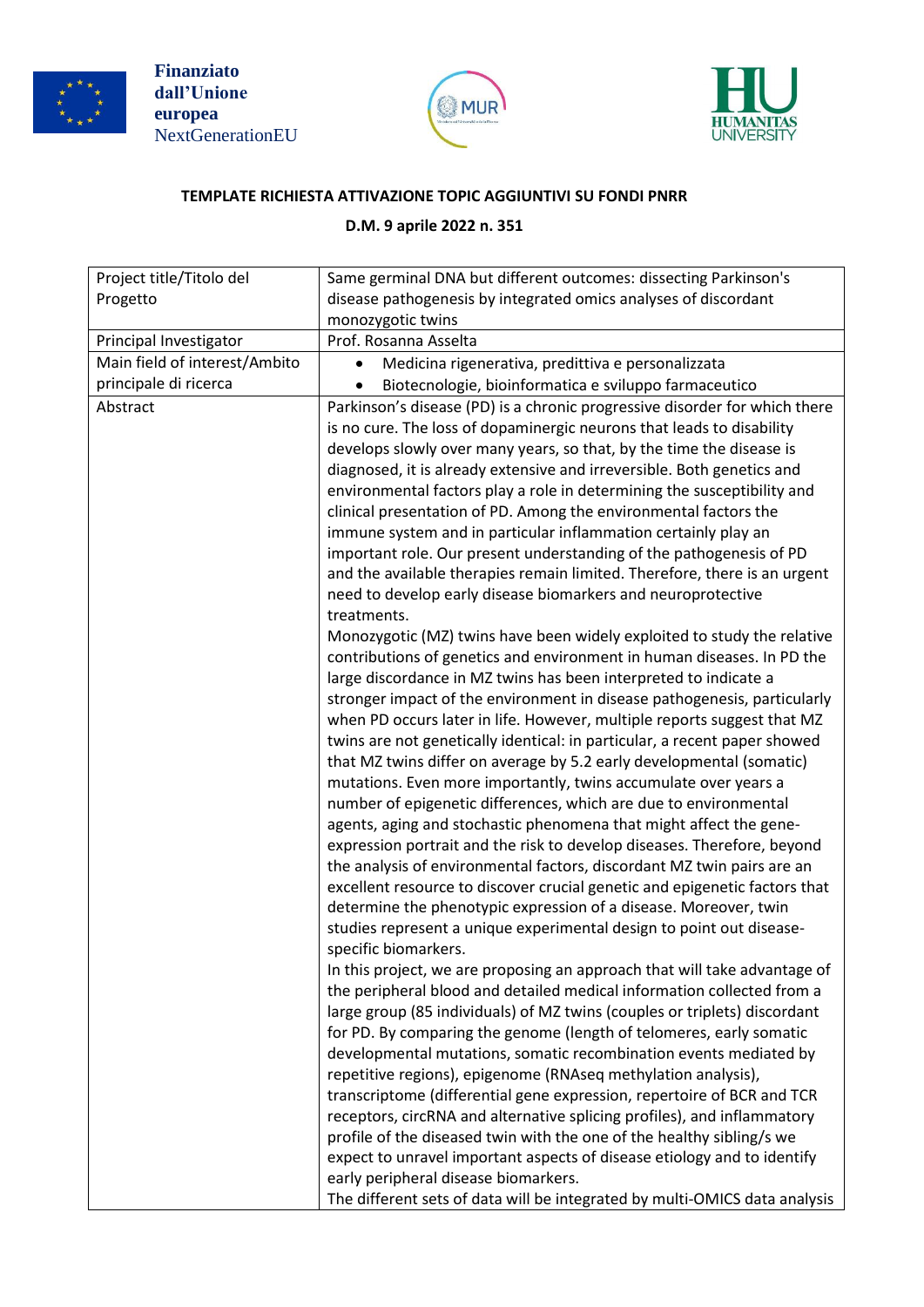Finanziato dall'Unione europea NextGenerationEU

**TEMPLATE RICHIESTA ATTIVAZIONE TOPIC AGGIUNTIVI SU FONDI PNRR**

**D.M. 9 aprile 2022 n. 351**

| | |
|---|---|
| Project title/Titolo del Progetto | Same germinal DNA but different outcomes: dissecting Parkinson's disease pathogenesis by integrated omics analyses of discordant monozygotic twins |
| Principal Investigator | Prof. Rosanna Asselta |
| Main field of interest/Ambito principale di ricerca | • Medicina rigenerativa, predittiva e personalizzata<br>• Biotecnologie, bioinformatica e sviluppo farmaceutico |
| Abstract | Parkinson's disease (PD) is a chronic progressive disorder for which there is no cure. The loss of dopaminergic neurons that leads to disability develops slowly over many years, so that, by the time the disease is diagnosed, it is already extensive and irreversible. Both genetics and environmental factors play a role in determining the susceptibility and clinical presentation of PD. Among the environmental factors the immune system and in particular inflammation certainly play an important role. Our present understanding of the pathogenesis of PD and the available therapies remain limited. Therefore, there is an urgent need to develop early disease biomarkers and neuroprotective treatments.<br>Monozygotic (MZ) twins have been widely exploited to study the relative contributions of genetics and environment in human diseases. In PD the large discordance in MZ twins has been interpreted to indicate a stronger impact of the environment in disease pathogenesis, particularly when PD occurs later in life. However, multiple reports suggest that MZ twins are not genetically identical: in particular, a recent paper showed that MZ twins differ on average by 5.2 early developmental (somatic) mutations. Even more importantly, twins accumulate over years a number of epigenetic differences, which are due to environmental agents, aging and stochastic phenomena that might affect the gene-expression portrait and the risk to develop diseases. Therefore, beyond the analysis of environmental factors, discordant MZ twin pairs are an excellent resource to discover crucial genetic and epigenetic factors that determine the phenotypic expression of a disease. Moreover, twin studies represent a unique experimental design to point out disease-specific biomarkers.<br>In this project, we are proposing an approach that will take advantage of the peripheral blood and detailed medical information collected from a large group (85 individuals) of MZ twins (couples or triplets) discordant for PD. By comparing the genome (length of telomeres, early somatic developmental mutations, somatic recombination events mediated by repetitive regions), epigenome (RNAseq methylation analysis), transcriptome (differential gene expression, repertoire of BCR and TCR receptors, circRNA and alternative splicing profiles), and inflammatory profile of the diseased twin with the one of the healthy sibling/s we expect to unravel important aspects of disease etiology and to identify early peripheral disease biomarkers.<br>The different sets of data will be integrated by multi-OMICS data analysis |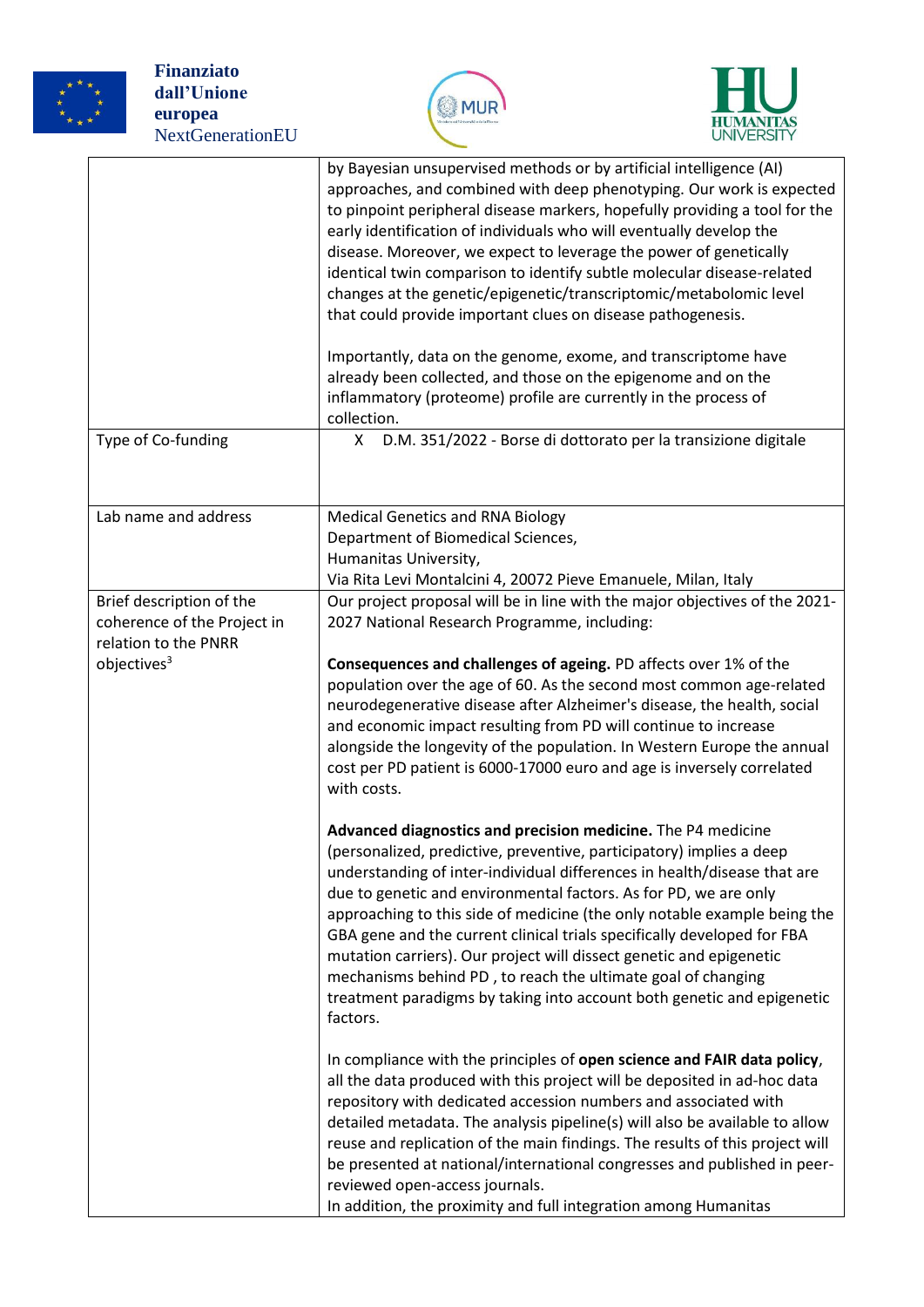| | |
|---|---|
| | by Bayesian unsupervised methods or by artificial intelligence (AI) approaches, and combined with deep phenotyping. Our work is expected to pinpoint peripheral disease markers, hopefully providing a tool for the early identification of individuals who will eventually develop the disease. Moreover, we expect to leverage the power of genetically identical twin comparison to identify subtle molecular disease-related changes at the genetic/epigenetic/transcriptomic/metabolomic level that could provide important clues on disease pathogenesis.<br><br>Importantly, data on the genome, exome, and transcriptome have already been collected, and those on the epigenome and on the inflammatory (proteome) profile are currently in the process of collection. |
| Type of Co-funding | X D.M. 351/2022 - Borse di dottorato per la transizione digitale |
| Lab name and address | Medical Genetics and RNA Biology<br>Department of Biomedical Sciences,<br>Humanitas University,<br>Via Rita Levi Montalcini 4, 20072 Pieve Emanuele, Milan, Italy |
| Brief description of the coherence of the Project in relation to the PNRR objectives[3] | Our project proposal will be in line with the major objectives of the 2021-2027 National Research Programme, including:<br><br>**Consequences and challenges of ageing.** PD affects over 1% of the population over the age of 60. As the second most common age-related neurodegenerative disease after Alzheimer's disease, the health, social and economic impact resulting from PD will continue to increase alongside the longevity of the population. In Western Europe the annual cost per PD patient is 6000-17000 euro and age is inversely correlated with costs.<br><br>**Advanced diagnostics and precision medicine.** The P4 medicine (personalized, predictive, preventive, participatory) implies a deep understanding of inter-individual differences in health/disease that are due to genetic and environmental factors. As for PD, we are only approaching to this side of medicine (the only notable example being the GBA gene and the current clinical trials specifically developed for FBA mutation carriers). Our project will dissect genetic and epigenetic mechanisms behind PD , to reach the ultimate goal of changing treatment paradigms by taking into account both genetic and epigenetic factors.<br><br>In compliance with the principles of **open science and FAIR data policy**, all the data produced with this project will be deposited in ad-hoc data repository with dedicated accession numbers and associated with detailed metadata. The analysis pipeline(s) will also be available to allow reuse and replication of the main findings. The results of this project will be presented at national/international congresses and published in peer-reviewed open-access journals.<br>In addition, the proximity and full integration among Humanitas |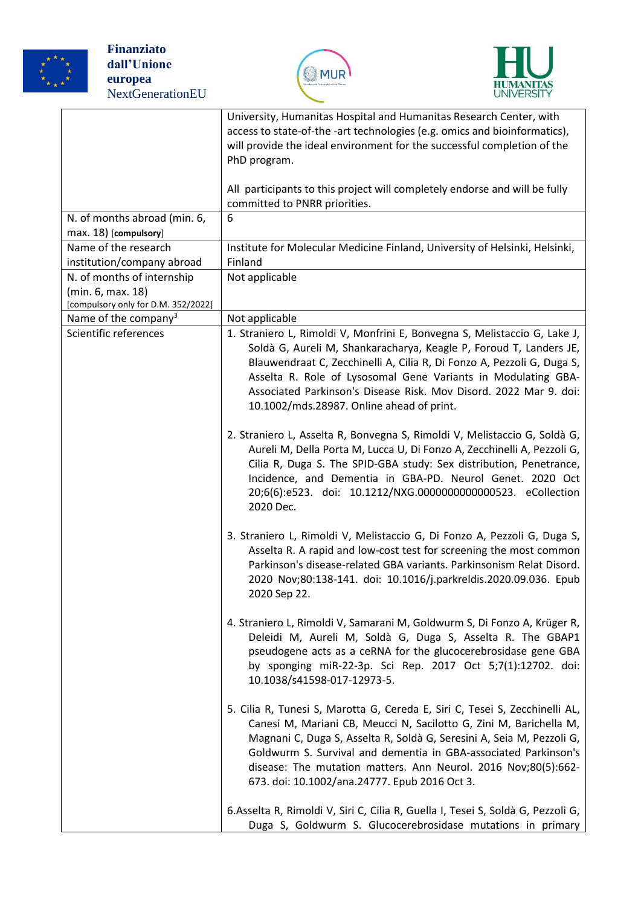| | |
|---|---|
| | University, Humanitas Hospital and Humanitas Research Center, with access to state-of-the -art technologies (e.g. omics and bioinformatics), will provide the ideal environment for the successful completion of the PhD program.<br><br>All participants to this project will completely endorse and will be fully committed to PNRR priorities. |
| N. of months abroad (min. 6, max. 18) [compulsory] | 6 |
| Name of the research institution/company abroad | Institute for Molecular Medicine Finland, University of Helsinki, Helsinki, Finland |
| N. of months of internship (min. 6, max. 18) [compulsory only for D.M. 352/2022] | Not applicable |
| Name of the company[3] | Not applicable |
| Scientific references | 1. Straniero L, Rimoldi V, Monfrini E, Bonvegna S, Melistaccio G, Lake J, Soldà G, Aureli M, Shankaracharya, Keagle P, Foroud T, Landers JE, Blauwendraat C, Zecchinelli A, Cilia R, Di Fonzo A, Pezzoli G, Duga S, Asselta R. Role of Lysosomal Gene Variants in Modulating GBA-Associated Parkinson's Disease Risk. Mov Disord. 2022 Mar 9. doi: 10.1002/mds.28987. Online ahead of print.<br><br>2. Straniero L, Asselta R, Bonvegna S, Rimoldi V, Melistaccio G, Soldà G, Aureli M, Della Porta M, Lucca U, Di Fonzo A, Zecchinelli A, Pezzoli G, Cilia R, Duga S. The SPID-GBA study: Sex distribution, Penetrance, Incidence, and Dementia in GBA-PD. Neurol Genet. 2020 Oct 20;6(6):e523. doi: 10.1212/NXG.0000000000000523. eCollection 2020 Dec.<br><br>3. Straniero L, Rimoldi V, Melistaccio G, Di Fonzo A, Pezzoli G, Duga S, Asselta R. A rapid and low-cost test for screening the most common Parkinson's disease-related GBA variants. Parkinsonism Relat Disord. 2020 Nov;80:138-141. doi: 10.1016/j.parkreldis.2020.09.036. Epub 2020 Sep 22.<br><br>4. Straniero L, Rimoldi V, Samarani M, Goldwurm S, Di Fonzo A, Krüger R, Deleidi M, Aureli M, Soldà G, Duga S, Asselta R. The GBAP1 pseudogene acts as a ceRNA for the glucocerebrosidase gene GBA by sponging miR-22-3p. Sci Rep. 2017 Oct 5;7(1):12702. doi: 10.1038/s41598-017-12973-5.<br><br>5. Cilia R, Tunesi S, Marotta G, Cereda E, Siri C, Tesei S, Zecchinelli AL, Canesi M, Mariani CB, Meucci N, Sacilotto G, Zini M, Barichella M, Magnani C, Duga S, Asselta R, Soldà G, Seresini A, Seia M, Pezzoli G, Goldwurm S. Survival and dementia in GBA-associated Parkinson's disease: The mutation matters. Ann Neurol. 2016 Nov;80(5):662-673. doi: 10.1002/ana.24777. Epub 2016 Oct 3.<br><br>6.Asselta R, Rimoldi V, Siri C, Cilia R, Guella I, Tesei S, Soldà G, Pezzoli G, Duga S, Goldwurm S. Glucocerebrosidase mutations in primary |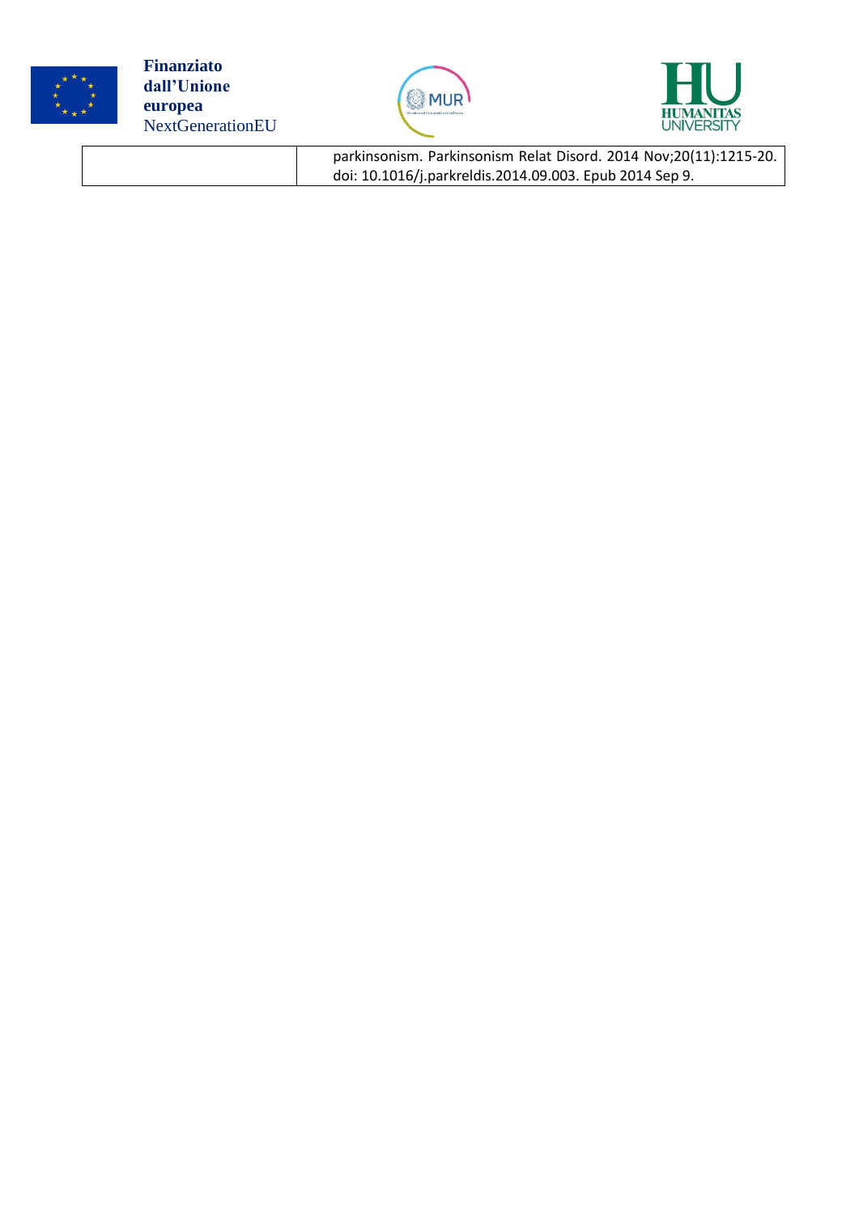| | |
|---|---|
| | parkinsonism. Parkinsonism Relat Disord. 2014 Nov;20(11):1215-20. doi: 10.1016/j.parkreldis.2014.09.003. Epub 2014 Sep 9. |